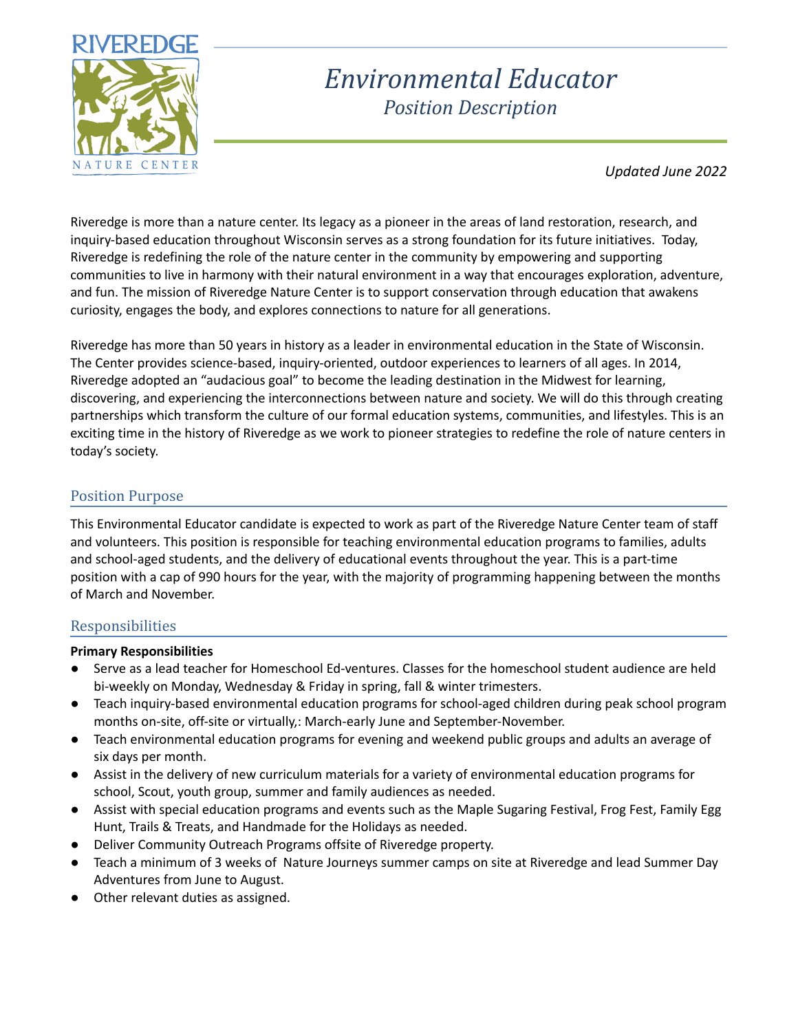RIVEREDGE NATURE CENTER

# *Environmental Educator*

## *Position Description*

*Updated June 2022*

Riveredge is more than a nature center. Its legacy as a pioneer in the areas of land restoration, research, and inquiry-based education throughout Wisconsin serves as a strong foundation for its future initiatives. Today, Riveredge is redefining the role of the nature center in the community by empowering and supporting communities to live in harmony with their natural environment in a way that encourages exploration, adventure, and fun. The mission of Riveredge Nature Center is to support conservation through education that awakens curiosity, engages the body, and explores connections to nature for all generations.

Riveredge has more than 50 years in history as a leader in environmental education in the State of Wisconsin. The Center provides science-based, inquiry-oriented, outdoor experiences to learners of all ages. In 2014, Riveredge adopted an "audacious goal" to become the leading destination in the Midwest for learning, discovering, and experiencing the interconnections between nature and society. We will do this through creating partnerships which transform the culture of our formal education systems, communities, and lifestyles. This is an exciting time in the history of Riveredge as we work to pioneer strategies to redefine the role of nature centers in today's society.

## Position Purpose

This Environmental Educator candidate is expected to work as part of the Riveredge Nature Center team of staff and volunteers. This position is responsible for teaching environmental education programs to families, adults and school-aged students, and the delivery of educational events throughout the year. This is a part-time position with a cap of 990 hours for the year, with the majority of programming happening between the months of March and November.

## Responsibilities

**Primary Responsibilities**

- Serve as a lead teacher for Homeschool Ed-ventures. Classes for the homeschool student audience are held bi-weekly on Monday, Wednesday & Friday in spring, fall & winter trimesters.
- Teach inquiry-based environmental education programs for school-aged children during peak school program months on-site, off-site or virtually,: March-early June and September-November.
- Teach environmental education programs for evening and weekend public groups and adults an average of six days per month.
- Assist in the delivery of new curriculum materials for a variety of environmental education programs for school, Scout, youth group, summer and family audiences as needed.
- Assist with special education programs and events such as the Maple Sugaring Festival, Frog Fest, Family Egg Hunt, Trails & Treats, and Handmade for the Holidays as needed.
- Deliver Community Outreach Programs offsite of Riveredge property.
- Teach a minimum of 3 weeks of Nature Journeys summer camps on site at Riveredge and lead Summer Day Adventures from June to August.
- Other relevant duties as assigned.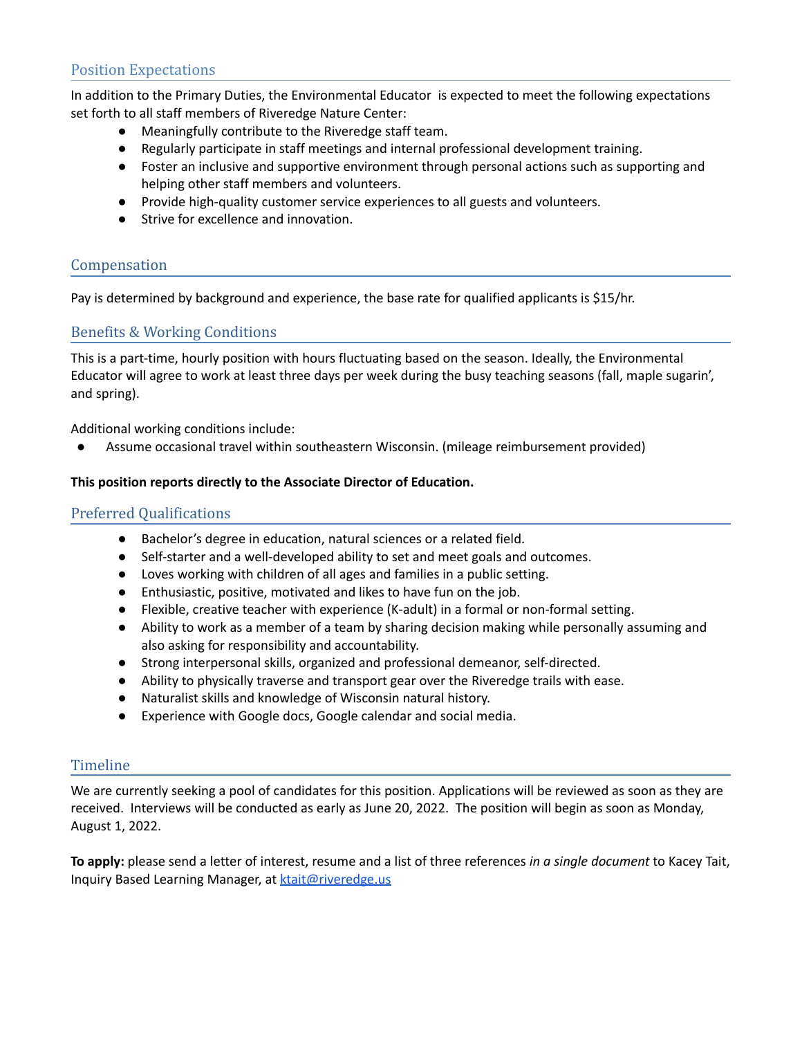## Position Expectations

In addition to the Primary Duties, the Environmental Educator is expected to meet the following expectations set forth to all staff members of Riveredge Nature Center:

- Meaningfully contribute to the Riveredge staff team.
- Regularly participate in staff meetings and internal professional development training.
- Foster an inclusive and supportive environment through personal actions such as supporting and helping other staff members and volunteers.
- Provide high-quality customer service experiences to all guests and volunteers.
- Strive for excellence and innovation.

## Compensation

Pay is determined by background and experience, the base rate for qualified applicants is $15/hr.

## Benefits & Working Conditions

This is a part-time, hourly position with hours fluctuating based on the season. Ideally, the Environmental Educator will agree to work at least three days per week during the busy teaching seasons (fall, maple sugarin', and spring).

Additional working conditions include:

- Assume occasional travel within southeastern Wisconsin. (mileage reimbursement provided)

**This position reports directly to the Associate Director of Education.**

## Preferred Qualifications

- Bachelor's degree in education, natural sciences or a related field.
- Self-starter and a well-developed ability to set and meet goals and outcomes.
- Loves working with children of all ages and families in a public setting.
- Enthusiastic, positive, motivated and likes to have fun on the job.
- Flexible, creative teacher with experience (K-adult) in a formal or non-formal setting.
- Ability to work as a member of a team by sharing decision making while personally assuming and also asking for responsibility and accountability.
- Strong interpersonal skills, organized and professional demeanor, self-directed.
- Ability to physically traverse and transport gear over the Riveredge trails with ease.
- Naturalist skills and knowledge of Wisconsin natural history.
- Experience with Google docs, Google calendar and social media.

## Timeline

We are currently seeking a pool of candidates for this position. Applications will be reviewed as soon as they are received. Interviews will be conducted as early as June 20, 2022. The position will begin as soon as Monday, August 1, 2022.

**To apply:** please send a letter of interest, resume and a list of three references *in a single document* to Kacey Tait, Inquiry Based Learning Manager, at [ktait@riveredge.us](mailto:ktait@riveredge.us)